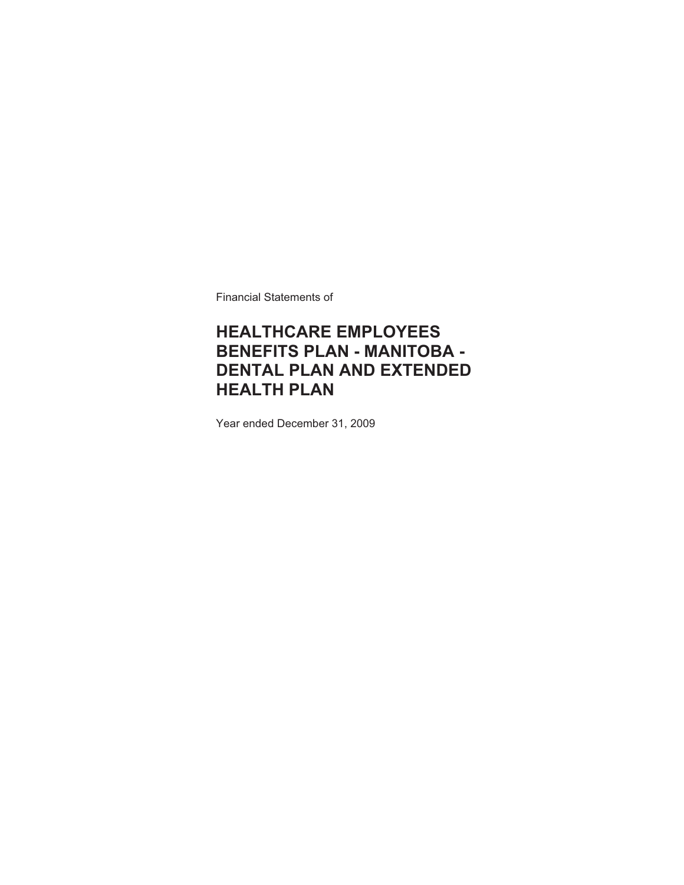Financial Statements of

# HEALTHCARE EMPLOYEES BENEFITS PLAN - MANITOBA - DENTAL PLAN AND EXTENDED HEALTH PLAN

Year ended December 31, 2009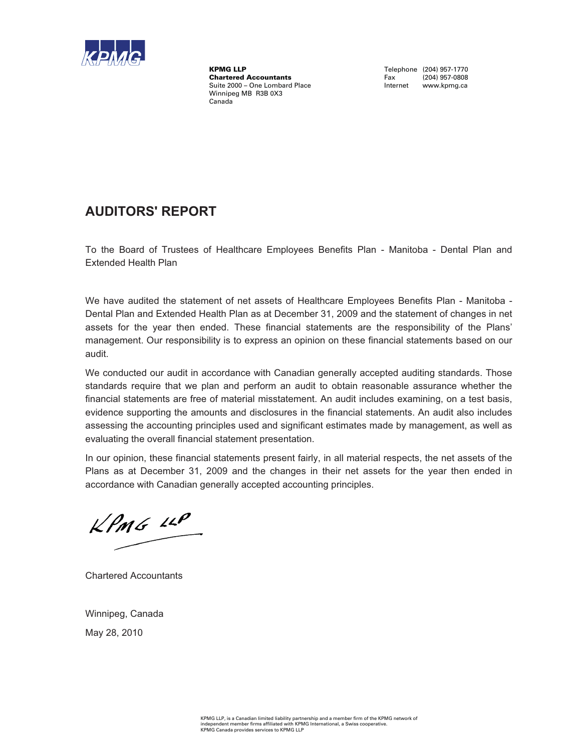**KPMG LLP**
**Chartered Accountants**
Suite 2000 – One Lombard Place
Winnipeg MB R3B 0X3
Canada

Telephone (204) 957-1770
Fax (204) 957-0808
Internet www.kpmg.ca

# AUDITORS' REPORT

To the Board of Trustees of Healthcare Employees Benefits Plan - Manitoba - Dental Plan and Extended Health Plan

We have audited the statement of net assets of Healthcare Employees Benefits Plan - Manitoba - Dental Plan and Extended Health Plan as at December 31, 2009 and the statement of changes in net assets for the year then ended. These financial statements are the responsibility of the Plans' management. Our responsibility is to express an opinion on these financial statements based on our audit.

We conducted our audit in accordance with Canadian generally accepted auditing standards. Those standards require that we plan and perform an audit to obtain reasonable assurance whether the financial statements are free of material misstatement. An audit includes examining, on a test basis, evidence supporting the amounts and disclosures in the financial statements. An audit also includes assessing the accounting principles used and significant estimates made by management, as well as evaluating the overall financial statement presentation.

In our opinion, these financial statements present fairly, in all material respects, the net assets of the Plans as at December 31, 2009 and the changes in their net assets for the year then ended in accordance with Canadian generally accepted accounting principles.

KPMG LLP

Chartered Accountants

Winnipeg, Canada

May 28, 2010

KPMG LLP, is a Canadian limited liability partnership and a member firm of the KPMG network of independent member firms affiliated with KPMG International, a Swiss cooperative.
KPMG Canada provides services to KPMG LLP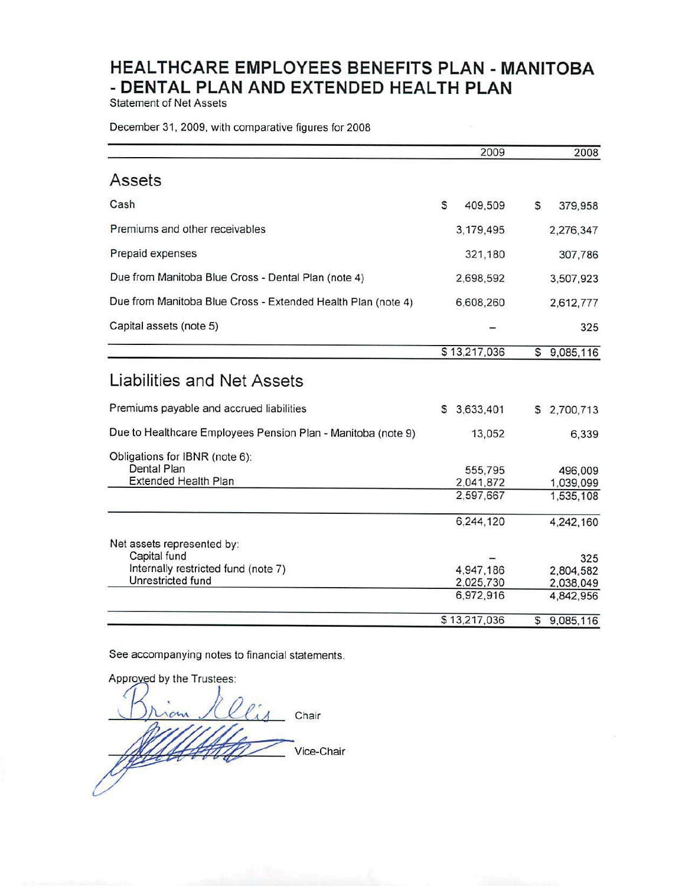# HEALTHCARE EMPLOYEES BENEFITS PLAN - MANITOBA - DENTAL PLAN AND EXTENDED HEALTH PLAN

Statement of Net Assets

December 31, 2009, with comparative figures for 2008

| | 2009 | 2008 |
|---|---|---|
| **Assets** | | |
| Cash | $ 409,509 | $ 379,958 |
| Premiums and other receivables | 3,179,495 | 2,276,347 |
| Prepaid expenses | 321,180 | 307,786 |
| Due from Manitoba Blue Cross - Dental Plan (note 4) | 2,698,592 | 3,507,923 |
| Due from Manitoba Blue Cross - Extended Health Plan (note 4) | 6,608,260 | 2,612,777 |
| Capital assets (note 5) | – | 325 |
| | $ 13,217,036 | $ 9,085,116 |
| **Liabilities and Net Assets** | | |
| Premiums payable and accrued liabilities | $ 3,633,401 | $ 2,700,713 |
| Due to Healthcare Employees Pension Plan - Manitoba (note 9) | 13,052 | 6,339 |
| Obligations for IBNR (note 6): | | |
| Dental Plan | 555,795 | 496,009 |
| Extended Health Plan | 2,041,872 | 1,039,099 |
| | 2,597,667 | 1,535,108 |
| | 6,244,120 | 4,242,160 |
| Net assets represented by: | | |
| Capital fund | – | 325 |
| Internally restricted fund (note 7) | 4,947,186 | 2,804,582 |
| Unrestricted fund | 2,025,730 | 2,038,049 |
| | 6,972,916 | 4,842,956 |
| | $ 13,217,036 | $ 9,085,116 |

See accompanying notes to financial statements.

Approved by the Trustees:

Brian Ellis, Chair

_______________ Vice-Chair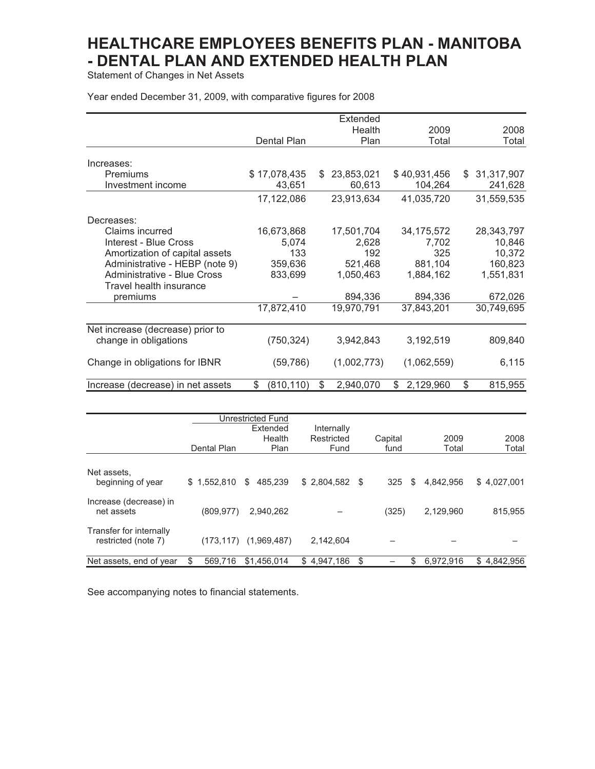# HEALTHCARE EMPLOYEES BENEFITS PLAN - MANITOBA - DENTAL PLAN AND EXTENDED HEALTH PLAN

Statement of Changes in Net Assets

Year ended December 31, 2009, with comparative figures for 2008

| | Dental Plan | Extended Health Plan | 2009 Total | 2008 Total |
|---|---|---|---|---|
| Increases: | | | | |
| Premiums | $ 17,078,435 | $ 23,853,021 | $ 40,931,456 | $ 31,317,907 |
| Investment income | 43,651 | 60,613 | 104,264 | 241,628 |
| | 17,122,086 | 23,913,634 | 41,035,720 | 31,559,535 |
| Decreases: | | | | |
| Claims incurred | 16,673,868 | 17,501,704 | 34,175,572 | 28,343,797 |
| Interest - Blue Cross | 5,074 | 2,628 | 7,702 | 10,846 |
| Amortization of capital assets | 133 | 192 | 325 | 10,372 |
| Administrative - HEBP (note 9) | 359,636 | 521,468 | 881,104 | 160,823 |
| Administrative - Blue Cross | 833,699 | 1,050,463 | 1,884,162 | 1,551,831 |
| Travel health insurance premiums | – | 894,336 | 894,336 | 672,026 |
| | 17,872,410 | 19,970,791 | 37,843,201 | 30,749,695 |
| Net increase (decrease) prior to change in obligations | (750,324) | 3,942,843 | 3,192,519 | 809,840 |
| Change in obligations for IBNR | (59,786) | (1,002,773) | (1,062,559) | 6,115 |
| Increase (decrease) in net assets | $ (810,110) | $ 2,940,070 | $ 2,129,960 | $ 815,955 |

| | Unrestricted Fund | | Internally Restricted Fund | Capital fund | 2009 Total | 2008 Total |
|---|---|---|---|---|---|---|
| | Dental Plan | Extended Health Plan | | | | |
| Net assets, beginning of year | $ 1,552,810 | $ 485,239 | $ 2,804,582 | $ 325 | $ 4,842,956 | $ 4,027,001 |
| Increase (decrease) in net assets | (809,977) | 2,940,262 | – | (325) | 2,129,960 | 815,955 |
| Transfer for internally restricted (note 7) | (173,117) | (1,969,487) | 2,142,604 | – | – | – |
| Net assets, end of year | $ 569,716 | $1,456,014 | $ 4,947,186 | $ – | $ 6,972,916 | $ 4,842,956 |

See accompanying notes to financial statements.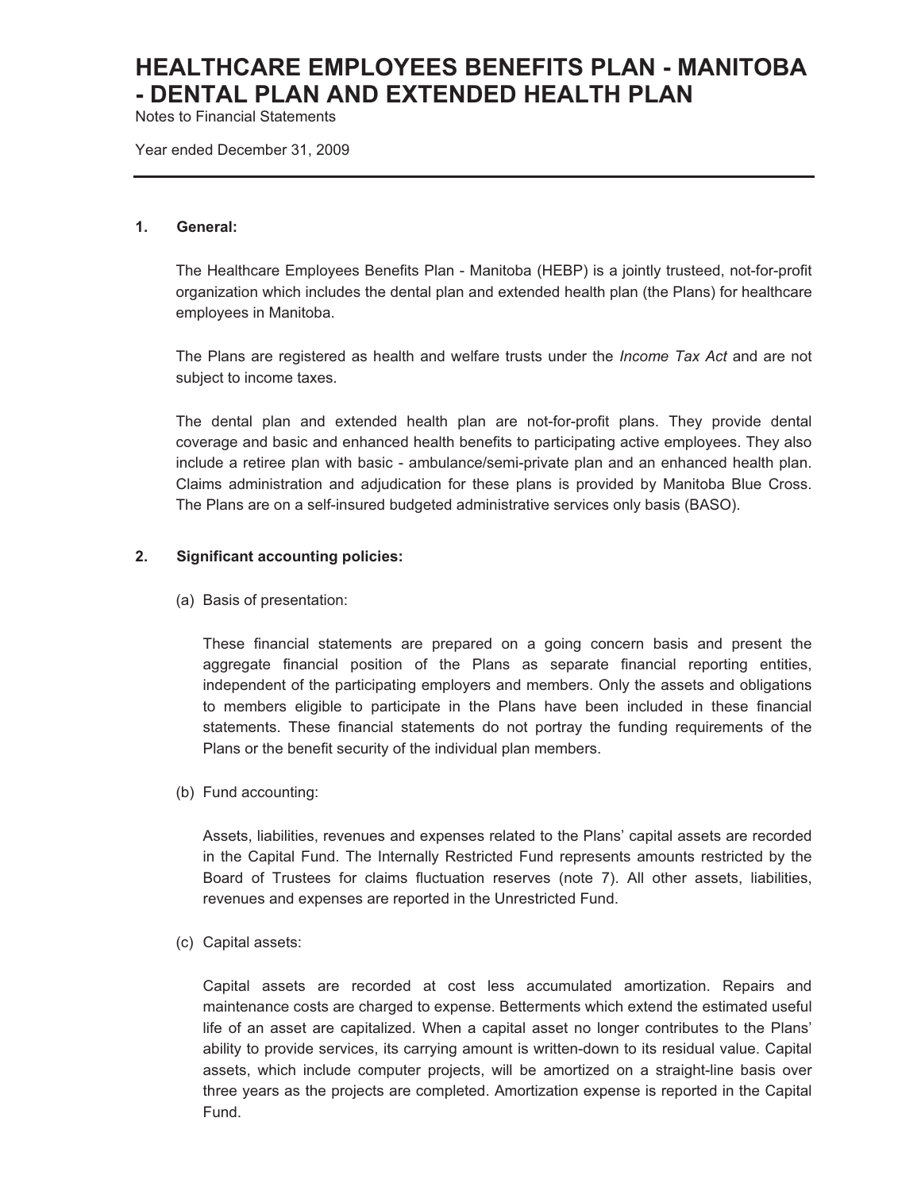# HEALTHCARE EMPLOYEES BENEFITS PLAN - MANITOBA - DENTAL PLAN AND EXTENDED HEALTH PLAN

Notes to Financial Statements

Year ended December 31, 2009

---

**1. General:**

The Healthcare Employees Benefits Plan - Manitoba (HEBP) is a jointly trusteed, not-for-profit organization which includes the dental plan and extended health plan (the Plans) for healthcare employees in Manitoba.

The Plans are registered as health and welfare trusts under the *Income Tax Act* and are not subject to income taxes.

The dental plan and extended health plan are not-for-profit plans. They provide dental coverage and basic and enhanced health benefits to participating active employees. They also include a retiree plan with basic - ambulance/semi-private plan and an enhanced health plan. Claims administration and adjudication for these plans is provided by Manitoba Blue Cross. The Plans are on a self-insured budgeted administrative services only basis (BASO).

**2. Significant accounting policies:**

(a) Basis of presentation:

These financial statements are prepared on a going concern basis and present the aggregate financial position of the Plans as separate financial reporting entities, independent of the participating employers and members. Only the assets and obligations to members eligible to participate in the Plans have been included in these financial statements. These financial statements do not portray the funding requirements of the Plans or the benefit security of the individual plan members.

(b) Fund accounting:

Assets, liabilities, revenues and expenses related to the Plans' capital assets are recorded in the Capital Fund. The Internally Restricted Fund represents amounts restricted by the Board of Trustees for claims fluctuation reserves (note 7). All other assets, liabilities, revenues and expenses are reported in the Unrestricted Fund.

(c) Capital assets:

Capital assets are recorded at cost less accumulated amortization. Repairs and maintenance costs are charged to expense. Betterments which extend the estimated useful life of an asset are capitalized. When a capital asset no longer contributes to the Plans' ability to provide services, its carrying amount is written-down to its residual value. Capital assets, which include computer projects, will be amortized on a straight-line basis over three years as the projects are completed. Amortization expense is reported in the Capital Fund.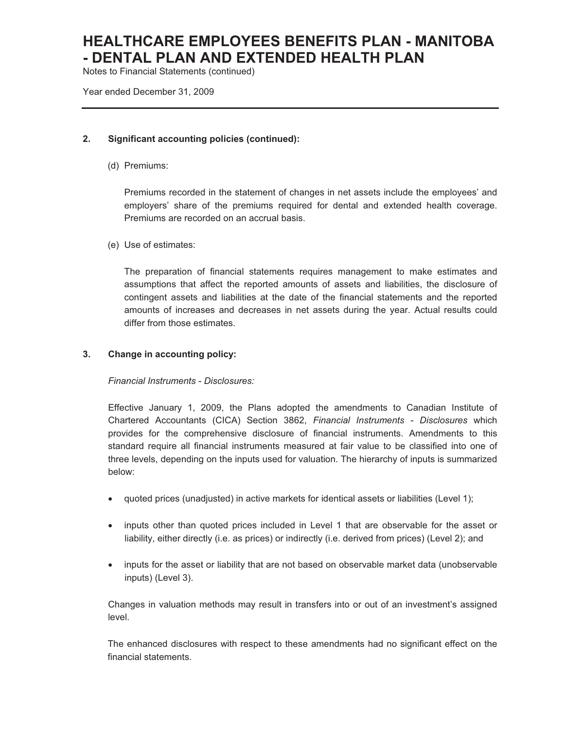## 2. Significant accounting policies (continued):

(d) Premiums:

Premiums recorded in the statement of changes in net assets include the employees' and employers' share of the premiums required for dental and extended health coverage. Premiums are recorded on an accrual basis.

(e) Use of estimates:

The preparation of financial statements requires management to make estimates and assumptions that affect the reported amounts of assets and liabilities, the disclosure of contingent assets and liabilities at the date of the financial statements and the reported amounts of increases and decreases in net assets during the year. Actual results could differ from those estimates.

## 3. Change in accounting policy:

*Financial Instruments - Disclosures:*

Effective January 1, 2009, the Plans adopted the amendments to Canadian Institute of Chartered Accountants (CICA) Section 3862, *Financial Instruments - Disclosures* which provides for the comprehensive disclosure of financial instruments. Amendments to this standard require all financial instruments measured at fair value to be classified into one of three levels, depending on the inputs used for valuation. The hierarchy of inputs is summarized below:

- quoted prices (unadjusted) in active markets for identical assets or liabilities (Level 1);
- inputs other than quoted prices included in Level 1 that are observable for the asset or liability, either directly (i.e. as prices) or indirectly (i.e. derived from prices) (Level 2); and
- inputs for the asset or liability that are not based on observable market data (unobservable inputs) (Level 3).

Changes in valuation methods may result in transfers into or out of an investment's assigned level.

The enhanced disclosures with respect to these amendments had no significant effect on the financial statements.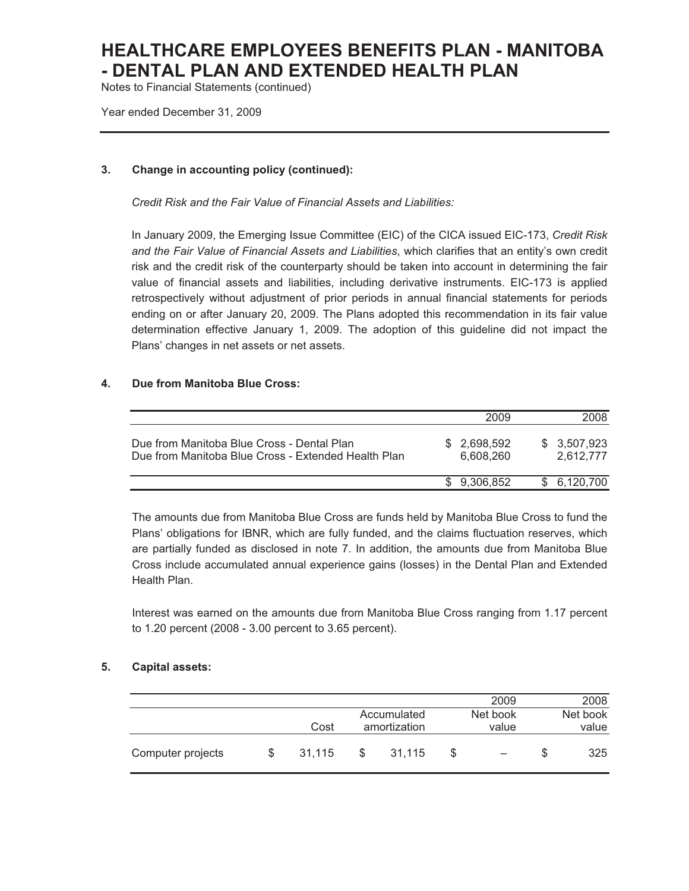### 3. Change in accounting policy (continued):

*Credit Risk and the Fair Value of Financial Assets and Liabilities:*

In January 2009, the Emerging Issue Committee (EIC) of the CICA issued EIC-173, *Credit Risk and the Fair Value of Financial Assets and Liabilities*, which clarifies that an entity's own credit risk and the credit risk of the counterparty should be taken into account in determining the fair value of financial assets and liabilities, including derivative instruments. EIC-173 is applied retrospectively without adjustment of prior periods in annual financial statements for periods ending on or after January 20, 2009. The Plans adopted this recommendation in its fair value determination effective January 1, 2009. The adoption of this guideline did not impact the Plans' changes in net assets or net assets.

### 4. Due from Manitoba Blue Cross:

| | 2009 | 2008 |
|---|---|---|
| Due from Manitoba Blue Cross - Dental Plan | $ 2,698,592 | $ 3,507,923 |
| Due from Manitoba Blue Cross - Extended Health Plan | 6,608,260 | 2,612,777 |
| | $ 9,306,852 | $ 6,120,700 |

The amounts due from Manitoba Blue Cross are funds held by Manitoba Blue Cross to fund the Plans' obligations for IBNR, which are fully funded, and the claims fluctuation reserves, which are partially funded as disclosed in note 7. In addition, the amounts due from Manitoba Blue Cross include accumulated annual experience gains (losses) in the Dental Plan and Extended Health Plan.

Interest was earned on the amounts due from Manitoba Blue Cross ranging from 1.17 percent to 1.20 percent (2008 - 3.00 percent to 3.65 percent).

### 5. Capital assets:

| | | 2009 | | 2008 |
|---|---|---|---|---|
| | Cost | Accumulated amortization | Net book value | Net book value |
| Computer projects | $ 31,115 | $ 31,115 | $ – | $ 325 |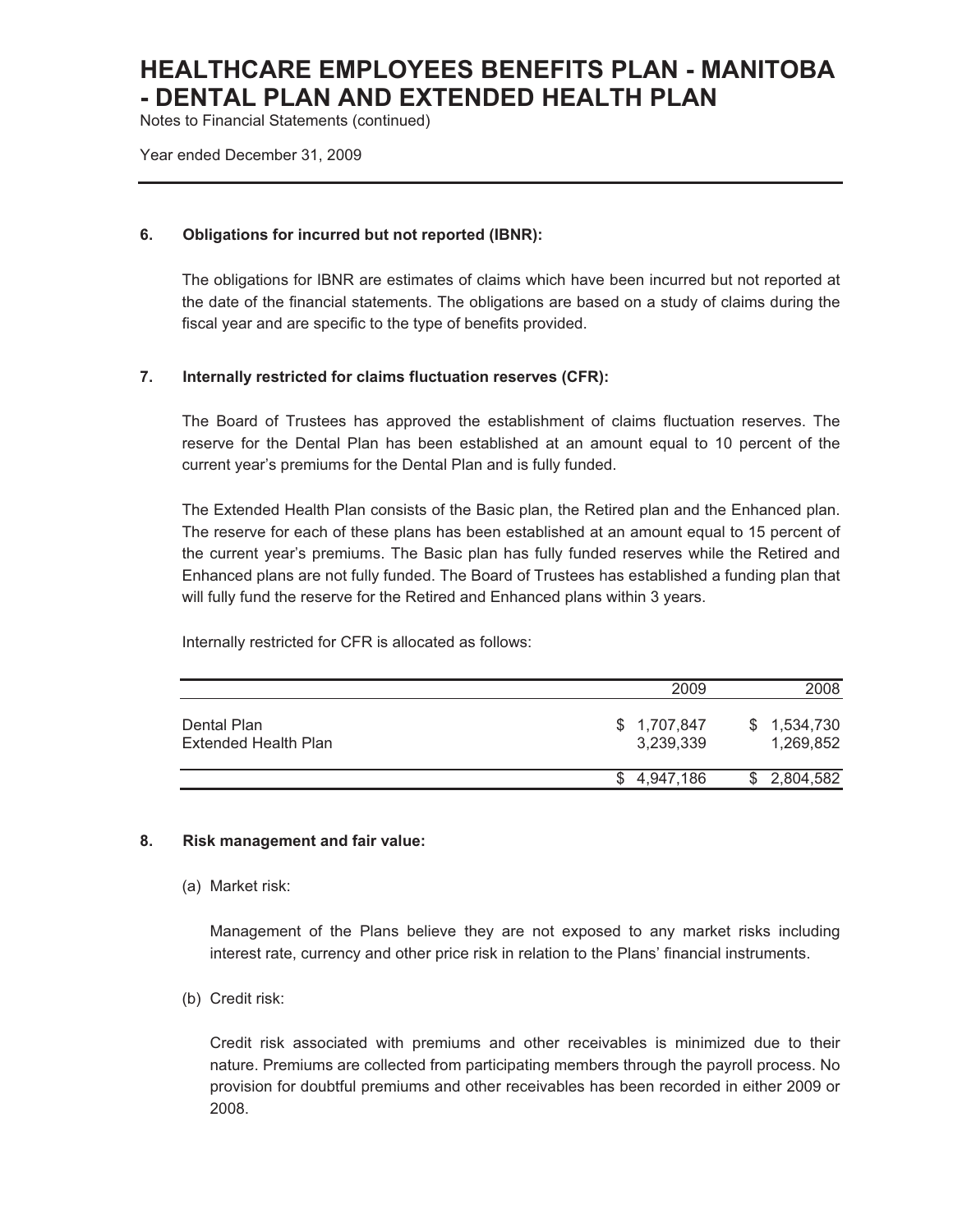# HEALTHCARE EMPLOYEES BENEFITS PLAN - MANITOBA - DENTAL PLAN AND EXTENDED HEALTH PLAN

Notes to Financial Statements (continued)

Year ended December 31, 2009

## 6. Obligations for incurred but not reported (IBNR):

The obligations for IBNR are estimates of claims which have been incurred but not reported at the date of the financial statements. The obligations are based on a study of claims during the fiscal year and are specific to the type of benefits provided.

## 7. Internally restricted for claims fluctuation reserves (CFR):

The Board of Trustees has approved the establishment of claims fluctuation reserves. The reserve for the Dental Plan has been established at an amount equal to 10 percent of the current year's premiums for the Dental Plan and is fully funded.

The Extended Health Plan consists of the Basic plan, the Retired plan and the Enhanced plan. The reserve for each of these plans has been established at an amount equal to 15 percent of the current year's premiums. The Basic plan has fully funded reserves while the Retired and Enhanced plans are not fully funded. The Board of Trustees has established a funding plan that will fully fund the reserve for the Retired and Enhanced plans within 3 years.

Internally restricted for CFR is allocated as follows:

| | 2009 | 2008 |
|---|---|---|
| Dental Plan | $ 1,707,847 | $ 1,534,730 |
| Extended Health Plan | 3,239,339 | 1,269,852 |
| | $ 4,947,186 | $ 2,804,582 |

## 8. Risk management and fair value:

(a) Market risk:

Management of the Plans believe they are not exposed to any market risks including interest rate, currency and other price risk in relation to the Plans' financial instruments.

(b) Credit risk:

Credit risk associated with premiums and other receivables is minimized due to their nature. Premiums are collected from participating members through the payroll process. No provision for doubtful premiums and other receivables has been recorded in either 2009 or 2008.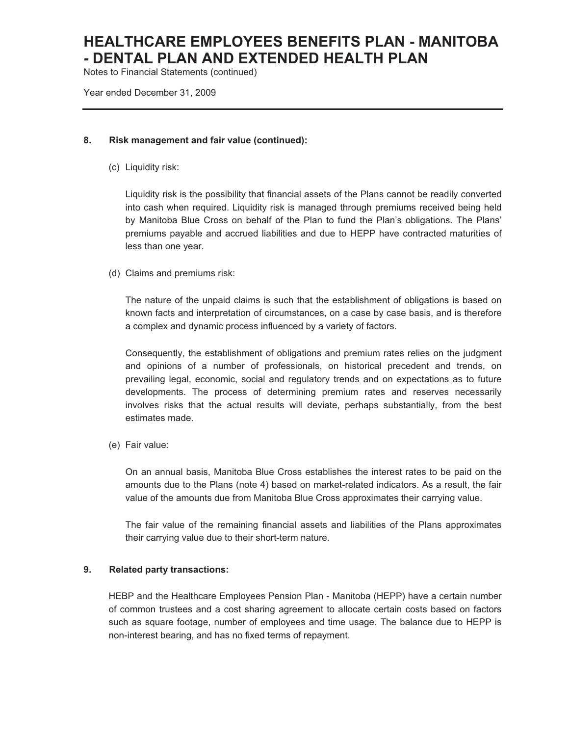## 8. Risk management and fair value (continued):

(c) Liquidity risk:

Liquidity risk is the possibility that financial assets of the Plans cannot be readily converted into cash when required. Liquidity risk is managed through premiums received being held by Manitoba Blue Cross on behalf of the Plan to fund the Plan's obligations. The Plans' premiums payable and accrued liabilities and due to HEPP have contracted maturities of less than one year.

(d) Claims and premiums risk:

The nature of the unpaid claims is such that the establishment of obligations is based on known facts and interpretation of circumstances, on a case by case basis, and is therefore a complex and dynamic process influenced by a variety of factors.

Consequently, the establishment of obligations and premium rates relies on the judgment and opinions of a number of professionals, on historical precedent and trends, on prevailing legal, economic, social and regulatory trends and on expectations as to future developments. The process of determining premium rates and reserves necessarily involves risks that the actual results will deviate, perhaps substantially, from the best estimates made.

(e) Fair value:

On an annual basis, Manitoba Blue Cross establishes the interest rates to be paid on the amounts due to the Plans (note 4) based on market-related indicators. As a result, the fair value of the amounts due from Manitoba Blue Cross approximates their carrying value.

The fair value of the remaining financial assets and liabilities of the Plans approximates their carrying value due to their short-term nature.

## 9. Related party transactions:

HEBP and the Healthcare Employees Pension Plan - Manitoba (HEPP) have a certain number of common trustees and a cost sharing agreement to allocate certain costs based on factors such as square footage, number of employees and time usage. The balance due to HEPP is non-interest bearing, and has no fixed terms of repayment.